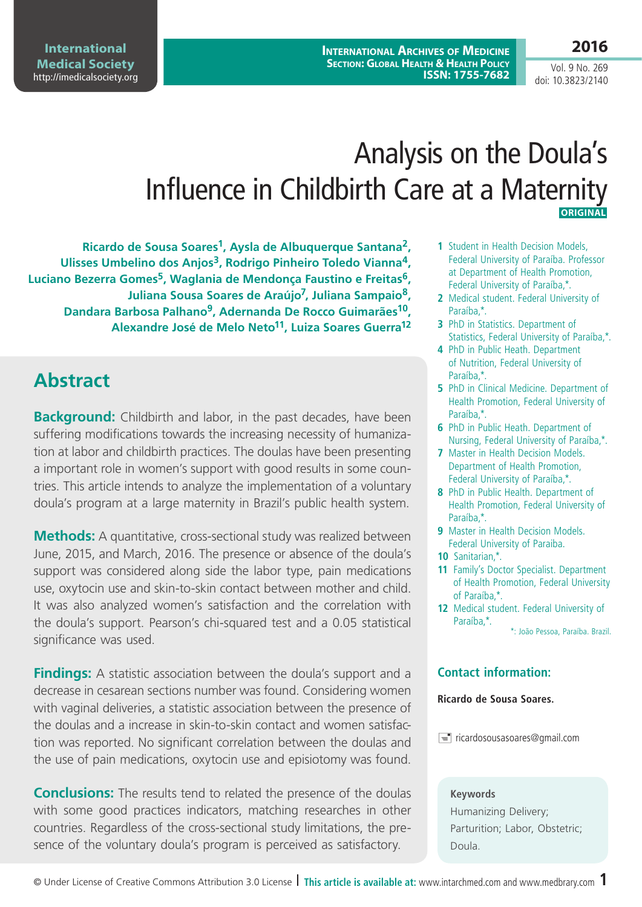# Analysis on the Doula's Influence in Childbirth Care at a Maternity

**ORIGINAL**

**Ricardo de Sousa Soares[1], Aysla de Albuquerque Santana[2], Ulisses Umbelino dos Anjos[3], Rodrigo Pinheiro Toledo Vianna[4], Luciano Bezerra Gomes[5], Waglania de Mendonça Faustino e Freitas[6], Juliana Sousa Soares de Araújo[7], Juliana Sampaio[8], Dandara Barbosa Palhano[9], Adernanda De Rocco Guimarães[10], Alexandre José de Melo Neto[11], Luiza Soares Guerra[12]**

1 Student in Health Decision Models, Federal University of Paraíba. Professor at Department of Health Promotion, Federal University of Paraíba,*.
2 Medical student. Federal University of Paraíba,*.
3 PhD in Statistics. Department of Statistics, Federal University of Paraíba,*.
4 PhD in Public Heath. Department of Nutrition, Federal University of Paraíba,*.
5 PhD in Clinical Medicine. Department of Health Promotion, Federal University of Paraíba,*.
6 PhD in Public Heath. Department of Nursing, Federal University of Paraíba,*.
7 Master in Health Decision Models. Department of Health Promotion, Federal University of Paraíba,*.
8 PhD in Public Health. Department of Health Promotion, Federal University of Paraíba,*.
9 Master in Health Decision Models. Federal University of Paraiba.
10 Sanitarian,*.
11 Family's Doctor Specialist. Department of Health Promotion, Federal University of Paraíba,*.
12 Medical student. Federal University of Paraíba,*.

*: João Pessoa, Paraíba. Brazil.

## Contact information:

**Ricardo de Sousa Soares.**

ricardosousasoares@gmail.com

**Keywords**

Humanizing Delivery; Parturition; Labor, Obstetric; Doula.

## Abstract

**Background:** Childbirth and labor, in the past decades, have been suffering modifications towards the increasing necessity of humanization at labor and childbirth practices. The doulas have been presenting a important role in women's support with good results in some countries. This article intends to analyze the implementation of a voluntary doula's program at a large maternity in Brazil's public health system.

**Methods:** A quantitative, cross-sectional study was realized between June, 2015, and March, 2016. The presence or absence of the doula's support was considered along side the labor type, pain medications use, oxytocin use and skin-to-skin contact between mother and child. It was also analyzed women's satisfaction and the correlation with the doula's support. Pearson's chi-squared test and a 0.05 statistical significance was used.

**Findings:** A statistic association between the doula's support and a decrease in cesarean sections number was found. Considering women with vaginal deliveries, a statistic association between the presence of the doulas and a increase in skin-to-skin contact and women satisfaction was reported. No significant correlation between the doulas and the use of pain medications, oxytocin use and episiotomy was found.

**Conclusions:** The results tend to related the presence of the doulas with some good practices indicators, matching researches in other countries. Regardless of the cross-sectional study limitations, the presence of the voluntary doula's program is perceived as satisfactory.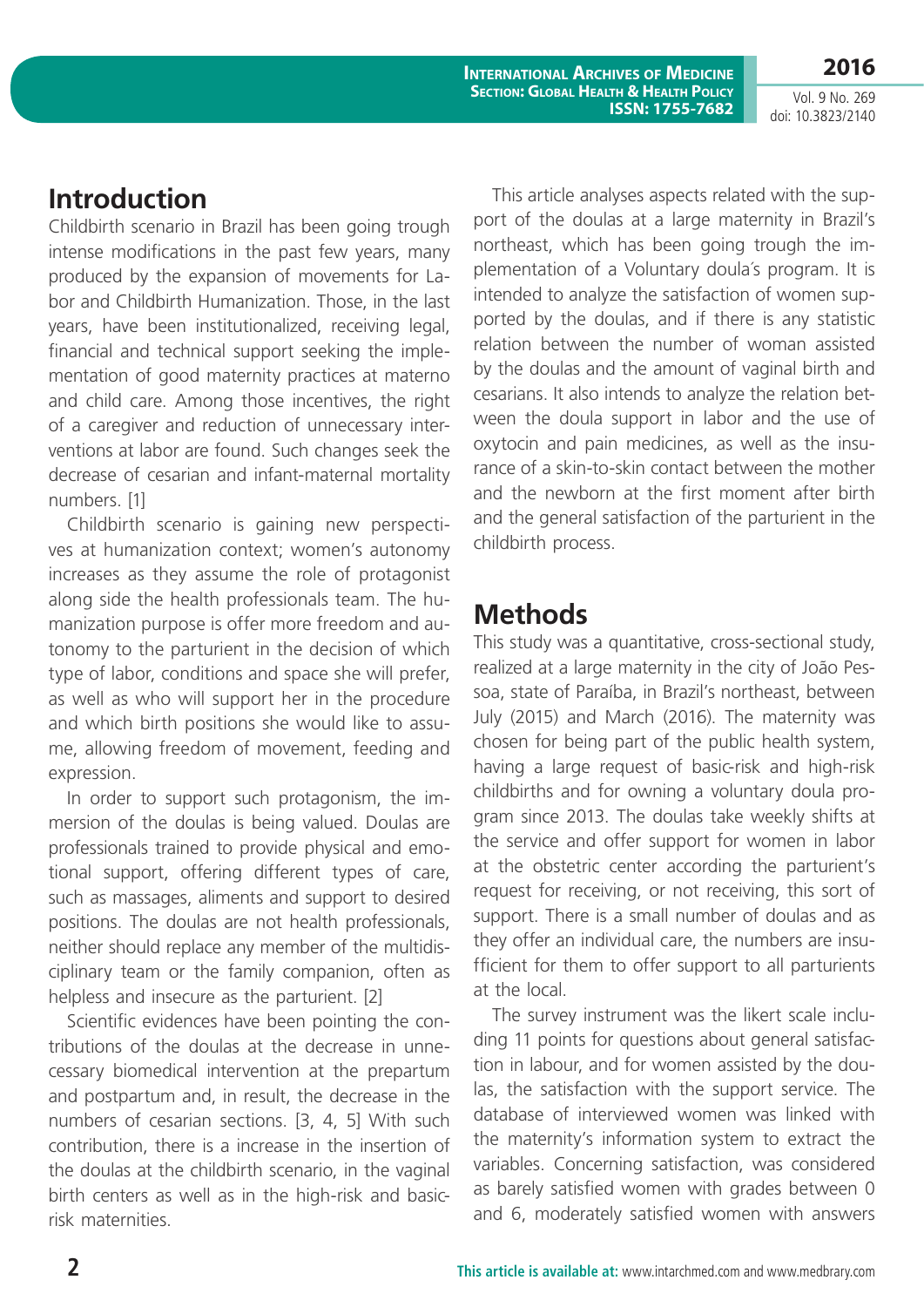## Introduction

Childbirth scenario in Brazil has been going trough intense modifications in the past few years, many produced by the expansion of movements for Labor and Childbirth Humanization. Those, in the last years, have been institutionalized, receiving legal, financial and technical support seeking the implementation of good maternity practices at materno and child care. Among those incentives, the right of a caregiver and reduction of unnecessary interventions at labor are found. Such changes seek the decrease of cesarian and infant-maternal mortality numbers. [1]

Childbirth scenario is gaining new perspectives at humanization context; women's autonomy increases as they assume the role of protagonist along side the health professionals team. The humanization purpose is offer more freedom and autonomy to the parturient in the decision of which type of labor, conditions and space she will prefer, as well as who will support her in the procedure and which birth positions she would like to assume, allowing freedom of movement, feeding and expression.

In order to support such protagonism, the immersion of the doulas is being valued. Doulas are professionals trained to provide physical and emotional support, offering different types of care, such as massages, aliments and support to desired positions. The doulas are not health professionals, neither should replace any member of the multidisciplinary team or the family companion, often as helpless and insecure as the parturient. [2]

Scientific evidences have been pointing the contributions of the doulas at the decrease in unnecessary biomedical intervention at the prepartum and postpartum and, in result, the decrease in the numbers of cesarian sections. [3, 4, 5] With such contribution, there is a increase in the insertion of the doulas at the childbirth scenario, in the vaginal birth centers as well as in the high-risk and basic-risk maternities.

This article analyses aspects related with the support of the doulas at a large maternity in Brazil's northeast, which has been going trough the implementation of a Voluntary doula´s program. It is intended to analyze the satisfaction of women supported by the doulas, and if there is any statistic relation between the number of woman assisted by the doulas and the amount of vaginal birth and cesarians. It also intends to analyze the relation between the doula support in labor and the use of oxytocin and pain medicines, as well as the insurance of a skin-to-skin contact between the mother and the newborn at the first moment after birth and the general satisfaction of the parturient in the childbirth process.

## Methods

This study was a quantitative, cross-sectional study, realized at a large maternity in the city of João Pessoa, state of Paraíba, in Brazil's northeast, between July (2015) and March (2016). The maternity was chosen for being part of the public health system, having a large request of basic-risk and high-risk childbirths and for owning a voluntary doula program since 2013. The doulas take weekly shifts at the service and offer support for women in labor at the obstetric center according the parturient's request for receiving, or not receiving, this sort of support. There is a small number of doulas and as they offer an individual care, the numbers are insufficient for them to offer support to all parturients at the local.

The survey instrument was the likert scale including 11 points for questions about general satisfaction in labour, and for women assisted by the doulas, the satisfaction with the support service. The database of interviewed women was linked with the maternity's information system to extract the variables. Concerning satisfaction, was considered as barely satisfied women with grades between 0 and 6, moderately satisfied women with answers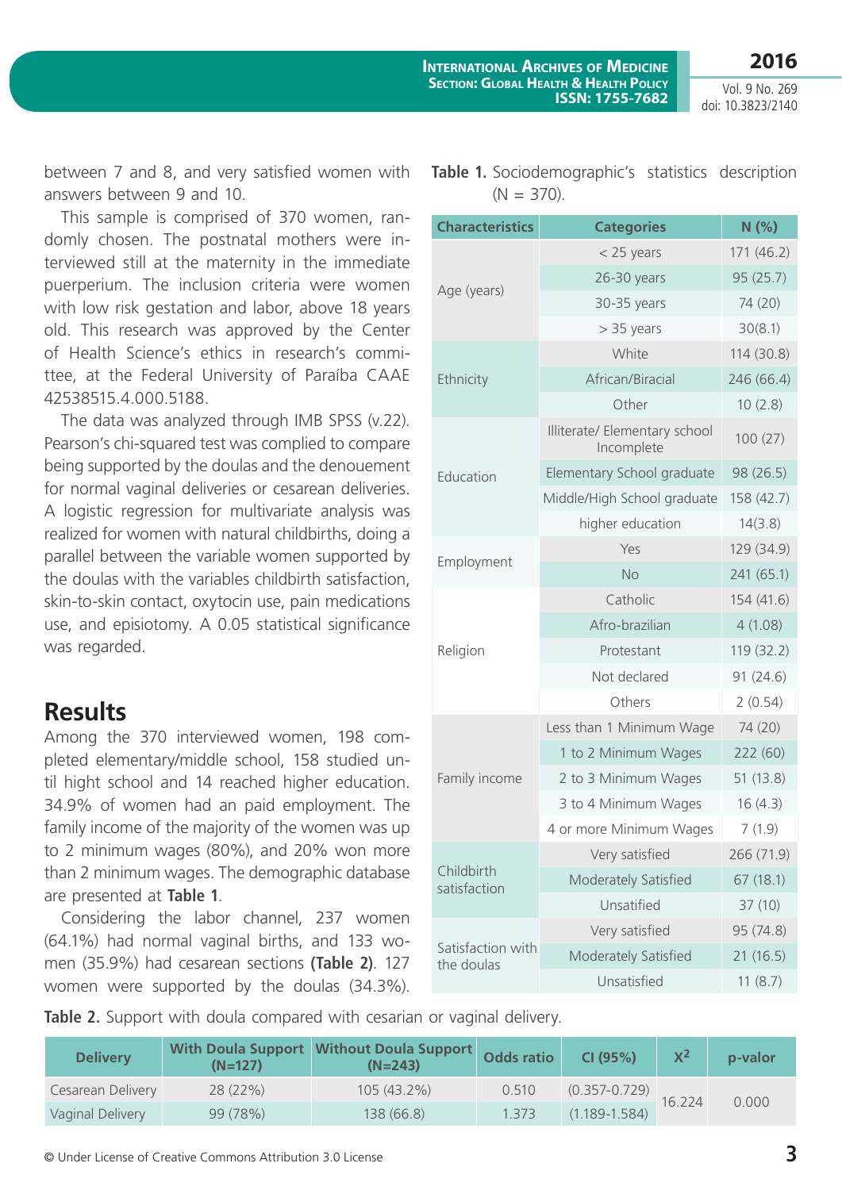between 7 and 8, and very satisfied women with answers between 9 and 10.

This sample is comprised of 370 women, randomly chosen. The postnatal mothers were interviewed still at the maternity in the immediate puerperium. The inclusion criteria were women with low risk gestation and labor, above 18 years old. This research was approved by the Center of Health Science's ethics in research's commitee, at the Federal University of Paraíba CAAE 42538515.4.000.5188.

The data was analyzed through IMB SPSS (v.22). Pearson's chi-squared test was complied to compare being supported by the doulas and the denouement for normal vaginal deliveries or cesarean deliveries. A logistic regression for multivariate analysis was realized for women with natural childbirths, doing a parallel between the variable women supported by the doulas with the variables childbirth satisfaction, skin-to-skin contact, oxytocin use, pain medications use, and episiotomy. A 0.05 statistical significance was regarded.

## Results

Among the 370 interviewed women, 198 completed elementary/middle school, 158 studied until hight school and 14 reached higher education. 34.9% of women had an paid employment. The family income of the majority of the women was up to 2 minimum wages (80%), and 20% won more than 2 minimum wages. The demographic database are presented at **Table 1**.

Considering the labor channel, 237 women (64.1%) had normal vaginal births, and 133 women (35.9%) had cesarean sections **(Table 2)**. 127 women were supported by the doulas (34.3%).

**Table 1.** Sociodemographic's statistics description (N = 370).

| Characteristics | Categories | N (%) |
|---|---|---|
| Age (years) | < 25 years | 171 (46.2) |
| | 26-30 years | 95 (25.7) |
| | 30-35 years | 74 (20) |
| | > 35 years | 30(8.1) |
| Ethnicity | White | 114 (30.8) |
| | African/Biracial | 246 (66.4) |
| | Other | 10 (2.8) |
| Education | Illiterate/ Elementary school Incomplete | 100 (27) |
| | Elementary School graduate | 98 (26.5) |
| | Middle/High School graduate | 158 (42.7) |
| | higher education | 14(3.8) |
| Employment | Yes | 129 (34.9) |
| | No | 241 (65.1) |
| Religion | Catholic | 154 (41.6) |
| | Afro-brazilian | 4 (1.08) |
| | Protestant | 119 (32.2) |
| | Not declared | 91 (24.6) |
| | Others | 2 (0.54) |
| Family income | Less than 1 Minimum Wage | 74 (20) |
| | 1 to 2 Minimum Wages | 222 (60) |
| | 2 to 3 Minimum Wages | 51 (13.8) |
| | 3 to 4 Minimum Wages | 16 (4.3) |
| | 4 or more Minimum Wages | 7 (1.9) |
| Childbirth satisfaction | Very satisfied | 266 (71.9) |
| | Moderately Satisfied | 67 (18.1) |
| | Unsatified | 37 (10) |
| Satisfaction with the doulas | Very satisfied | 95 (74.8) |
| | Moderately Satisfied | 21 (16.5) |
| | Unsatified | 11 (8.7) |

**Table 2.** Support with doula compared with cesarian or vaginal delivery.

| Delivery | With Doula Support (N=127) | Without Doula Support (N=243) | Odds ratio | CI (95%) | $X^2$ | p-valor |
|---|---|---|---|---|---|---|
| Cesarean Delivery | 28 (22%) | 105 (43.2%) | 0.510 | (0.357-0.729) | 16.224 | 0.000 |
| Vaginal Delivery | 99 (78%) | 138 (66.8) | 1.373 | (1.189-1.584) | | |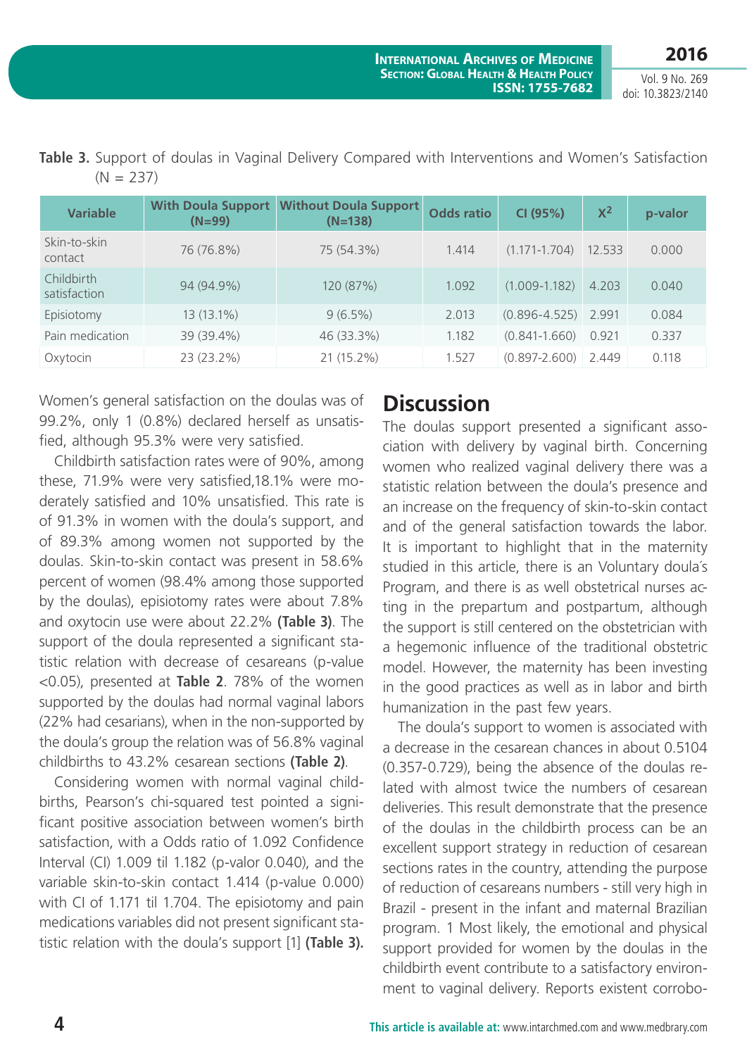**Table 3.** Support of doulas in Vaginal Delivery Compared with Interventions and Women's Satisfaction (N = 237)

| Variable | With Doula Support (N=99) | Without Doula Support (N=138) | Odds ratio | CI (95%) | $X^2$ | p-valor |
|---|---|---|---|---|---|---|
| Skin-to-skin contact | 76 (76.8%) | 75 (54.3%) | 1.414 | (1.171-1.704) | 12.533 | 0.000 |
| Childbirth satisfaction | 94 (94.9%) | 120 (87%) | 1.092 | (1.009-1.182) | 4.203 | 0.040 |
| Episiotomy | 13 (13.1%) | 9 (6.5%) | 2.013 | (0.896-4.525) | 2.991 | 0.084 |
| Pain medication | 39 (39.4%) | 46 (33.3%) | 1.182 | (0.841-1.660) | 0.921 | 0.337 |
| Oxytocin | 23 (23.2%) | 21 (15.2%) | 1.527 | (0.897-2.600) | 2.449 | 0.118 |

Women's general satisfaction on the doulas was of 99.2%, only 1 (0.8%) declared herself as unsatisfied, although 95.3% were very satisfied.

Childbirth satisfaction rates were of 90%, among these, 71.9% were very satisfied,18.1% were moderately satisfied and 10% unsatisfied. This rate is of 91.3% in women with the doula's support, and of 89.3% among women not supported by the doulas. Skin-to-skin contact was present in 58.6% percent of women (98.4% among those supported by the doulas), episiotomy rates were about 7.8% and oxytocin use were about 22.2% **(Table 3)**. The support of the doula represented a significant statistic relation with decrease of cesareans (p-value <0.05), presented at **Table 2**. 78% of the women supported by the doulas had normal vaginal labors (22% had cesarians), when in the non-supported by the doula's group the relation was of 56.8% vaginal childbirths to 43.2% cesarean sections **(Table 2)**.

Considering women with normal vaginal childbirths, Pearson's chi-squared test pointed a significant positive association between women's birth satisfaction, with a Odds ratio of 1.092 Confidence Interval (CI) 1.009 til 1.182 (p-valor 0.040), and the variable skin-to-skin contact 1.414 (p-value 0.000) with CI of 1.171 til 1.704. The episiotomy and pain medications variables did not present significant statistic relation with the doula's support [1] **(Table 3).**

## Discussion

The doulas support presented a significant association with delivery by vaginal birth. Concerning women who realized vaginal delivery there was a statistic relation between the doula's presence and an increase on the frequency of skin-to-skin contact and of the general satisfaction towards the labor. It is important to highlight that in the maternity studied in this article, there is an Voluntary doula´s Program, and there is as well obstetrical nurses acting in the prepartum and postpartum, although the support is still centered on the obstetrician with a hegemonic influence of the traditional obstetric model. However, the maternity has been investing in the good practices as well as in labor and birth humanization in the past few years.

The doula's support to women is associated with a decrease in the cesarean chances in about 0.5104 (0.357-0.729), being the absence of the doulas related with almost twice the numbers of cesarean deliveries. This result demonstrate that the presence of the doulas in the childbirth process can be an excellent support strategy in reduction of cesarean sections rates in the country, attending the purpose of reduction of cesareans numbers - still very high in Brazil - present in the infant and maternal Brazilian program. 1 Most likely, the emotional and physical support provided for women by the doulas in the childbirth event contribute to a satisfactory environment to vaginal delivery. Reports existent corrobo-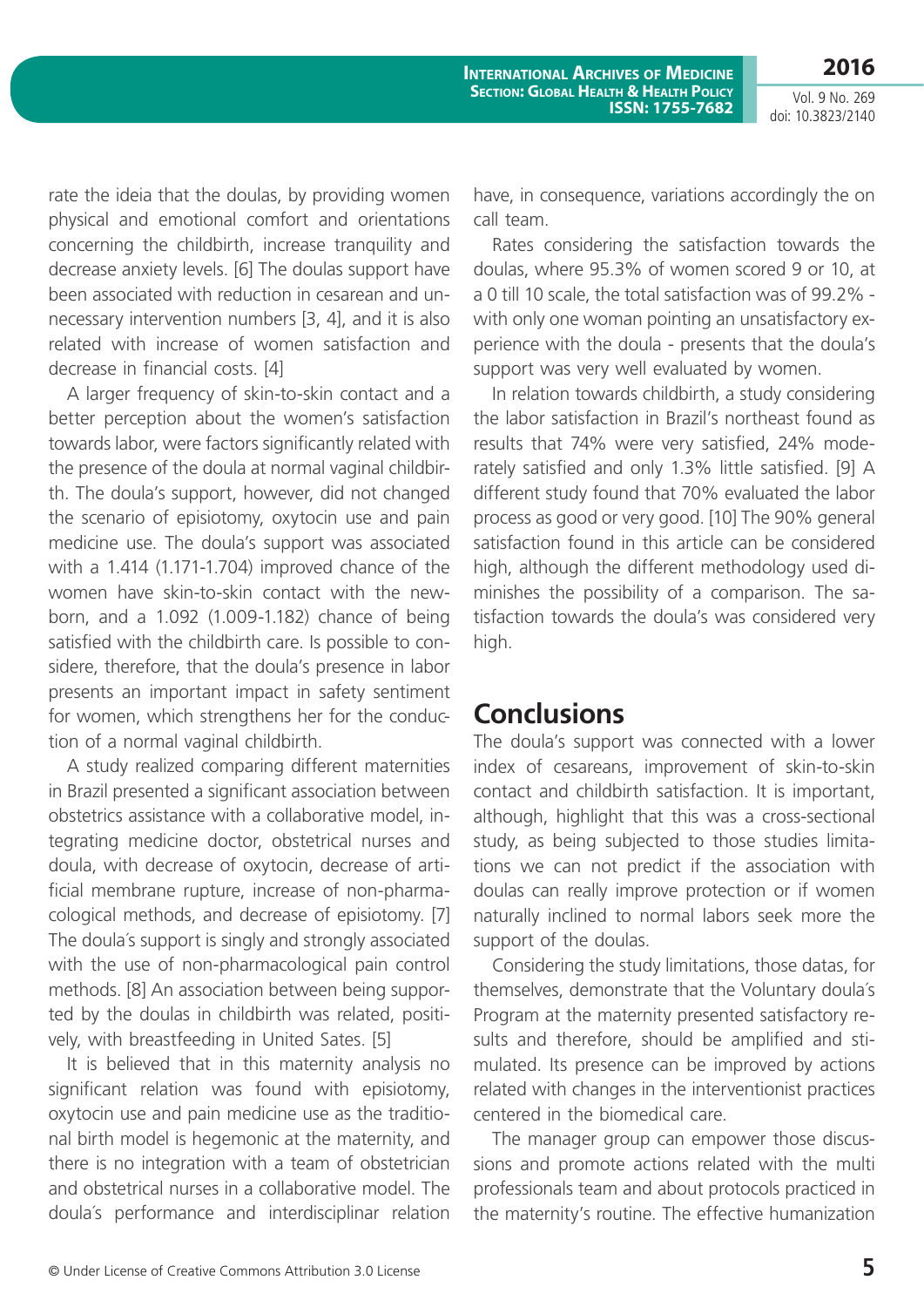rate the ideia that the doulas, by providing women physical and emotional comfort and orientations concerning the childbirth, increase tranquility and decrease anxiety levels. [6] The doulas support have been associated with reduction in cesarean and unnecessary intervention numbers [3, 4], and it is also related with increase of women satisfaction and decrease in financial costs. [4]

A larger frequency of skin-to-skin contact and a better perception about the women's satisfaction towards labor, were factors significantly related with the presence of the doula at normal vaginal childbirth. The doula's support, however, did not changed the scenario of episiotomy, oxytocin use and pain medicine use. The doula's support was associated with a 1.414 (1.171-1.704) improved chance of the women have skin-to-skin contact with the newborn, and a 1.092 (1.009-1.182) chance of being satisfied with the childbirth care. Is possible to considere, therefore, that the doula's presence in labor presents an important impact in safety sentiment for women, which strengthens her for the conduction of a normal vaginal childbirth.

A study realized comparing different maternities in Brazil presented a significant association between obstetrics assistance with a collaborative model, integrating medicine doctor, obstetrical nurses and doula, with decrease of oxytocin, decrease of artificial membrane rupture, increase of non-pharmacological methods, and decrease of episiotomy. [7] The doula´s support is singly and strongly associated with the use of non-pharmacological pain control methods. [8] An association between being supported by the doulas in childbirth was related, positively, with breastfeeding in United Sates. [5]

It is believed that in this maternity analysis no significant relation was found with episiotomy, oxytocin use and pain medicine use as the traditional birth model is hegemonic at the maternity, and there is no integration with a team of obstetrician and obstetrical nurses in a collaborative model. The doula´s performance and interdisciplinar relation have, in consequence, variations accordingly the on call team.

Rates considering the satisfaction towards the doulas, where 95.3% of women scored 9 or 10, at a 0 till 10 scale, the total satisfaction was of 99.2% - with only one woman pointing an unsatisfactory experience with the doula - presents that the doula's support was very well evaluated by women.

In relation towards childbirth, a study considering the labor satisfaction in Brazil's northeast found as results that 74% were very satisfied, 24% moderately satisfied and only 1.3% little satisfied. [9] A different study found that 70% evaluated the labor process as good or very good. [10] The 90% general satisfaction found in this article can be considered high, although the different methodology used diminishes the possibility of a comparison. The satisfaction towards the doula's was considered very high.

## Conclusions

The doula's support was connected with a lower index of cesareans, improvement of skin-to-skin contact and childbirth satisfaction. It is important, although, highlight that this was a cross-sectional study, as being subjected to those studies limitations we can not predict if the association with doulas can really improve protection or if women naturally inclined to normal labors seek more the support of the doulas.

Considering the study limitations, those datas, for themselves, demonstrate that the Voluntary doula´s Program at the maternity presented satisfactory results and therefore, should be amplified and stimulated. Its presence can be improved by actions related with changes in the interventionist practices centered in the biomedical care.

The manager group can empower those discussions and promote actions related with the multi professionals team and about protocols practiced in the maternity's routine. The effective humanization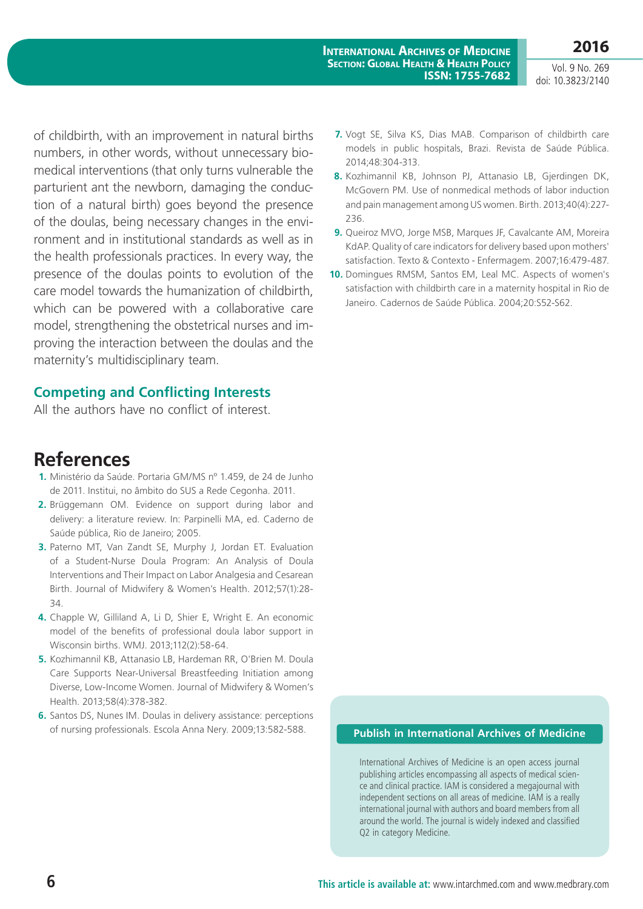of childbirth, with an improvement in natural births numbers, in other words, without unnecessary biomedical interventions (that only turns vulnerable the parturient ant the newborn, damaging the conduction of a natural birth) goes beyond the presence of the doulas, being necessary changes in the environment and in institutional standards as well as in the health professionals practices. In every way, the presence of the doulas points to evolution of the care model towards the humanization of childbirth, which can be powered with a collaborative care model, strengthening the obstetrical nurses and improving the interaction between the doulas and the maternity's multidisciplinary team.

### Competing and Conflicting Interests

All the authors have no conflict of interest.

## References

1. Ministério da Saúde. Portaria GM/MS nº 1.459, de 24 de Junho de 2011. Institui, no âmbito do SUS a Rede Cegonha. 2011.
2. Brüggemann OM. Evidence on support during labor and delivery: a literature review. In: Parpinelli MA, ed. Caderno de Saúde pública, Rio de Janeiro; 2005.
3. Paterno MT, Van Zandt SE, Murphy J, Jordan ET. Evaluation of a Student-Nurse Doula Program: An Analysis of Doula Interventions and Their Impact on Labor Analgesia and Cesarean Birth. Journal of Midwifery & Women's Health. 2012;57(1):28-34.
4. Chapple W, Gilliland A, Li D, Shier E, Wright E. An economic model of the benefits of professional doula labor support in Wisconsin births. WMJ. 2013;112(2):58-64.
5. Kozhimannil KB, Attanasio LB, Hardeman RR, O'Brien M. Doula Care Supports Near-Universal Breastfeeding Initiation among Diverse, Low-Income Women. Journal of Midwifery & Women's Health. 2013;58(4):378-382.
6. Santos DS, Nunes IM. Doulas in delivery assistance: perceptions of nursing professionals. Escola Anna Nery. 2009;13:582-588.
7. Vogt SE, Silva KS, Dias MAB. Comparison of childbirth care models in public hospitals, Brazi. Revista de Saúde Pública. 2014;48:304-313.
8. Kozhimannil KB, Johnson PJ, Attanasio LB, Gjerdingen DK, McGovern PM. Use of nonmedical methods of labor induction and pain management among US women. Birth. 2013;40(4):227-236.
9. Queiroz MVO, Jorge MSB, Marques JF, Cavalcante AM, Moreira KdAP. Quality of care indicators for delivery based upon mothers' satisfaction. Texto & Contexto - Enfermagem. 2007;16:479-487.
10. Domingues RMSM, Santos EM, Leal MC. Aspects of women's satisfaction with childbirth care in a maternity hospital in Rio de Janeiro. Cadernos de Saúde Pública. 2004;20:S52-S62.

**Publish in International Archives of Medicine**

International Archives of Medicine is an open access journal publishing articles encompassing all aspects of medical science and clinical practice. IAM is considered a megajournal with independent sections on all areas of medicine. IAM is a really international journal with authors and board members from all around the world. The journal is widely indexed and classified Q2 in category Medicine.